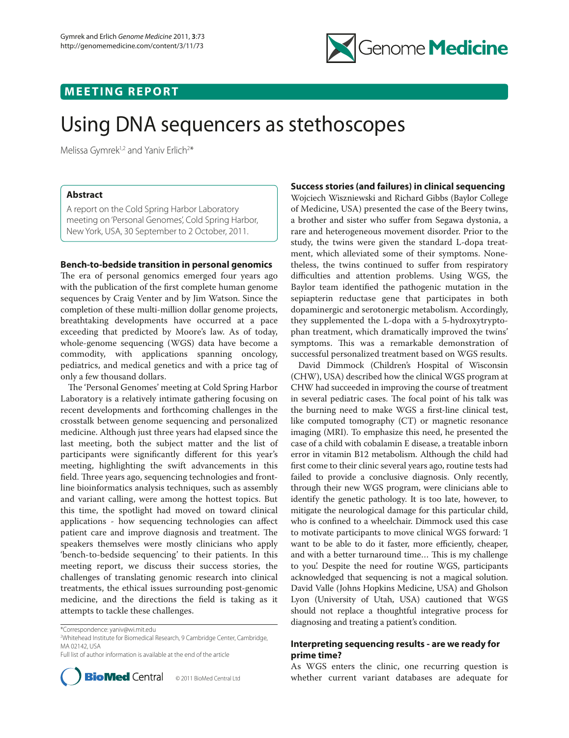## MEETING REPORT

# Using DNA sequencers as stethoscopes

Melissa Gymrek[1,2] and Yaniv Erlich[2]*

### Abstract

A report on the Cold Spring Harbor Laboratory meeting on 'Personal Genomes', Cold Spring Harbor, New York, USA, 30 September to 2 October, 2011.

### Bench-to-bedside transition in personal genomics

The era of personal genomics emerged four years ago with the publication of the first complete human genome sequences by Craig Venter and by Jim Watson. Since the completion of these multi-million dollar genome projects, breathtaking developments have occurred at a pace exceeding that predicted by Moore's law. As of today, whole-genome sequencing (WGS) data have become a commodity, with applications spanning oncology, pediatrics, and medical genetics and with a price tag of only a few thousand dollars.

The 'Personal Genomes' meeting at Cold Spring Harbor Laboratory is a relatively intimate gathering focusing on recent developments and forthcoming challenges in the crosstalk between genome sequencing and personalized medicine. Although just three years had elapsed since the last meeting, both the subject matter and the list of participants were significantly different for this year's meeting, highlighting the swift advancements in this field. Three years ago, sequencing technologies and front-line bioinformatics analysis techniques, such as assembly and variant calling, were among the hottest topics. But this time, the spotlight had moved on toward clinical applications - how sequencing technologies can affect patient care and improve diagnosis and treatment. The speakers themselves were mostly clinicians who apply 'bench-to-bedside sequencing' to their patients. In this meeting report, we discuss their success stories, the challenges of translating genomic research into clinical treatments, the ethical issues surrounding post-genomic medicine, and the directions the field is taking as it attempts to tackle these challenges.

*Correspondence: yaniv@wi.mit.edu
[2]Whitehead Institute for Biomedical Research, 9 Cambridge Center, Cambridge, MA 02142, USA
Full list of author information is available at the end of the article

© 2011 BioMed Central Ltd

### Success stories (and failures) in clinical sequencing

Wojciech Wiszniewski and Richard Gibbs (Baylor College of Medicine, USA) presented the case of the Beery twins, a brother and sister who suffer from Segawa dystonia, a rare and heterogeneous movement disorder. Prior to the study, the twins were given the standard L-dopa treatment, which alleviated some of their symptoms. Nonetheless, the twins continued to suffer from respiratory difficulties and attention problems. Using WGS, the Baylor team identified the pathogenic mutation in the sepiapterin reductase gene that participates in both dopaminergic and serotonergic metabolism. Accordingly, they supplemented the L-dopa with a 5-hydroxytryptophan treatment, which dramatically improved the twins' symptoms. This was a remarkable demonstration of successful personalized treatment based on WGS results.

David Dimmock (Children's Hospital of Wisconsin (CHW), USA) described how the clinical WGS program at CHW had succeeded in improving the course of treatment in several pediatric cases. The focal point of his talk was the burning need to make WGS a first-line clinical test, like computed tomography (CT) or magnetic resonance imaging (MRI). To emphasize this need, he presented the case of a child with cobalamin E disease, a treatable inborn error in vitamin B12 metabolism. Although the child had first come to their clinic several years ago, routine tests had failed to provide a conclusive diagnosis. Only recently, through their new WGS program, were clinicians able to identify the genetic pathology. It is too late, however, to mitigate the neurological damage for this particular child, who is confined to a wheelchair. Dimmock used this case to motivate participants to move clinical WGS forward: 'I want to be able to do it faster, more efficiently, cheaper, and with a better turnaround time… This is my challenge to you.' Despite the need for routine WGS, participants acknowledged that sequencing is not a magical solution. David Valle (Johns Hopkins Medicine, USA) and Gholson Lyon (University of Utah, USA) cautioned that WGS should not replace a thoughtful integrative process for diagnosing and treating a patient's condition.

### Interpreting sequencing results - are we ready for prime time?

As WGS enters the clinic, one recurring question is whether current variant databases are adequate for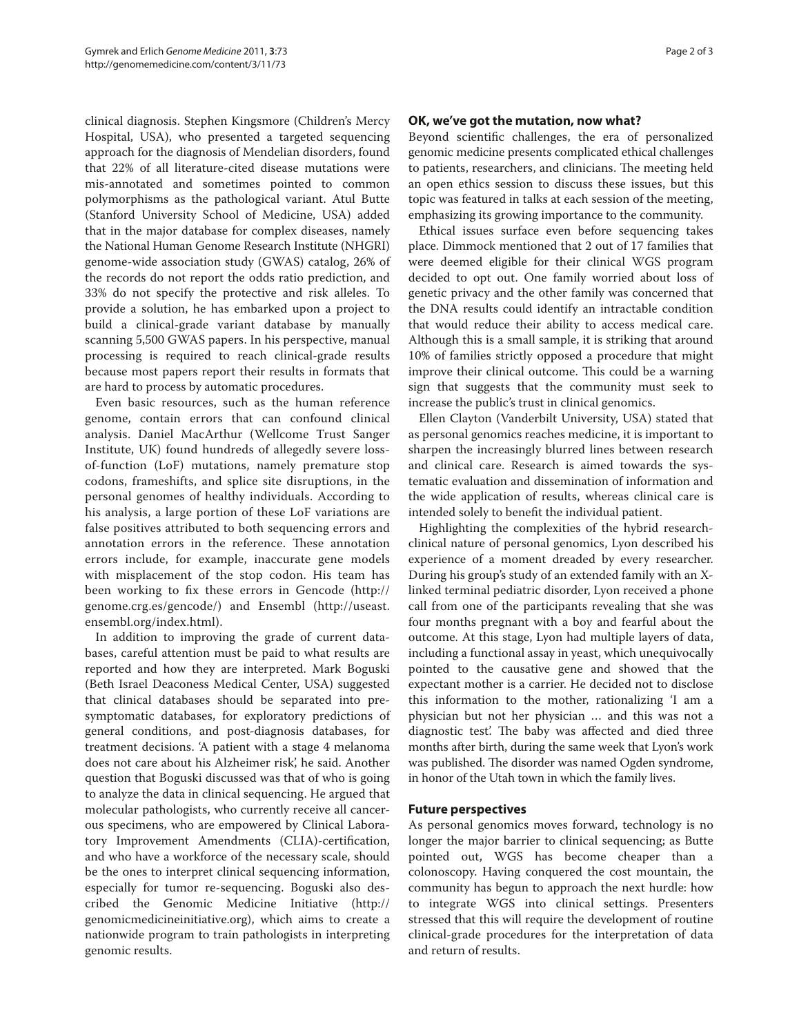clinical diagnosis. Stephen Kingsmore (Children's Mercy Hospital, USA), who presented a targeted sequencing approach for the diagnosis of Mendelian disorders, found that 22% of all literature-cited disease mutations were mis-annotated and sometimes pointed to common polymorphisms as the pathological variant. Atul Butte (Stanford University School of Medicine, USA) added that in the major database for complex diseases, namely the National Human Genome Research Institute (NHGRI) genome-wide association study (GWAS) catalog, 26% of the records do not report the odds ratio prediction, and 33% do not specify the protective and risk alleles. To provide a solution, he has embarked upon a project to build a clinical-grade variant database by manually scanning 5,500 GWAS papers. In his perspective, manual processing is required to reach clinical-grade results because most papers report their results in formats that are hard to process by automatic procedures.

Even basic resources, such as the human reference genome, contain errors that can confound clinical analysis. Daniel MacArthur (Wellcome Trust Sanger Institute, UK) found hundreds of allegedly severe loss-of-function (LoF) mutations, namely premature stop codons, frameshifts, and splice site disruptions, in the personal genomes of healthy individuals. According to his analysis, a large portion of these LoF variations are false positives attributed to both sequencing errors and annotation errors in the reference. These annotation errors include, for example, inaccurate gene models with misplacement of the stop codon. His team has been working to fix these errors in Gencode (http://genome.crg.es/gencode/) and Ensembl (http://useast.ensembl.org/index.html).

In addition to improving the grade of current databases, careful attention must be paid to what results are reported and how they are interpreted. Mark Boguski (Beth Israel Deaconess Medical Center, USA) suggested that clinical databases should be separated into pre-symptomatic databases, for exploratory predictions of general conditions, and post-diagnosis databases, for treatment decisions. 'A patient with a stage 4 melanoma does not care about his Alzheimer risk', he said. Another question that Boguski discussed was that of who is going to analyze the data in clinical sequencing. He argued that molecular pathologists, who currently receive all cancerous specimens, who are empowered by Clinical Laboratory Improvement Amendments (CLIA)-certification, and who have a workforce of the necessary scale, should be the ones to interpret clinical sequencing information, especially for tumor re-sequencing. Boguski also described the Genomic Medicine Initiative (http://genomicmedicineinitiative.org), which aims to create a nationwide program to train pathologists in interpreting genomic results.

## OK, we've got the mutation, now what?

Beyond scientific challenges, the era of personalized genomic medicine presents complicated ethical challenges to patients, researchers, and clinicians. The meeting held an open ethics session to discuss these issues, but this topic was featured in talks at each session of the meeting, emphasizing its growing importance to the community.

Ethical issues surface even before sequencing takes place. Dimmock mentioned that 2 out of 17 families that were deemed eligible for their clinical WGS program decided to opt out. One family worried about loss of genetic privacy and the other family was concerned that the DNA results could identify an intractable condition that would reduce their ability to access medical care. Although this is a small sample, it is striking that around 10% of families strictly opposed a procedure that might improve their clinical outcome. This could be a warning sign that suggests that the community must seek to increase the public's trust in clinical genomics.

Ellen Clayton (Vanderbilt University, USA) stated that as personal genomics reaches medicine, it is important to sharpen the increasingly blurred lines between research and clinical care. Research is aimed towards the systematic evaluation and dissemination of information and the wide application of results, whereas clinical care is intended solely to benefit the individual patient.

Highlighting the complexities of the hybrid research-clinical nature of personal genomics, Lyon described his experience of a moment dreaded by every researcher. During his group's study of an extended family with an X-linked terminal pediatric disorder, Lyon received a phone call from one of the participants revealing that she was four months pregnant with a boy and fearful about the outcome. At this stage, Lyon had multiple layers of data, including a functional assay in yeast, which unequivocally pointed to the causative gene and showed that the expectant mother is a carrier. He decided not to disclose this information to the mother, rationalizing 'I am a physician but not her physician … and this was not a diagnostic test'. The baby was affected and died three months after birth, during the same week that Lyon's work was published. The disorder was named Ogden syndrome, in honor of the Utah town in which the family lives.

## Future perspectives

As personal genomics moves forward, technology is no longer the major barrier to clinical sequencing; as Butte pointed out, WGS has become cheaper than a colonoscopy. Having conquered the cost mountain, the community has begun to approach the next hurdle: how to integrate WGS into clinical settings. Presenters stressed that this will require the development of routine clinical-grade procedures for the interpretation of data and return of results.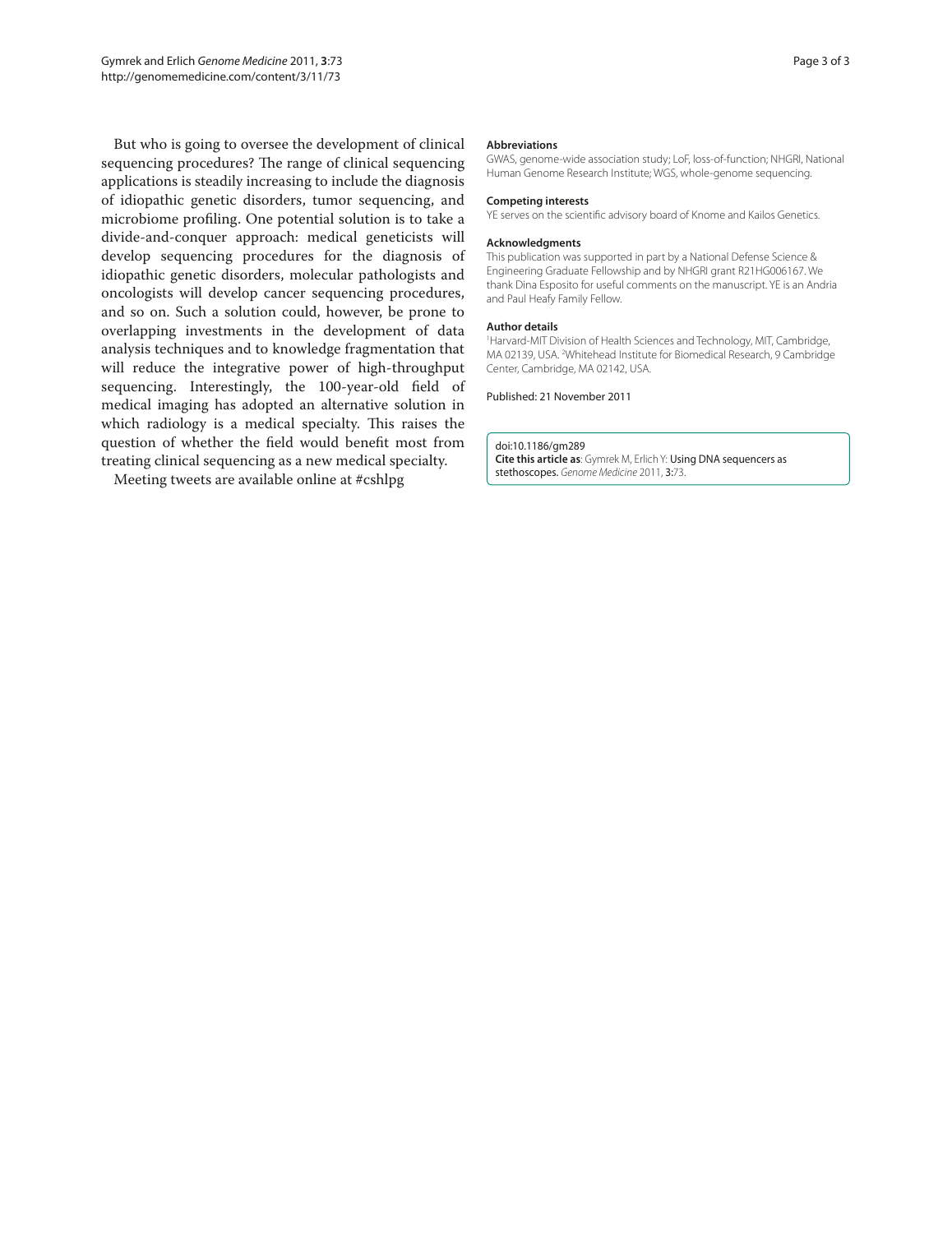But who is going to oversee the development of clinical sequencing procedures? The range of clinical sequencing applications is steadily increasing to include the diagnosis of idiopathic genetic disorders, tumor sequencing, and microbiome profiling. One potential solution is to take a divide-and-conquer approach: medical geneticists will develop sequencing procedures for the diagnosis of idiopathic genetic disorders, molecular pathologists and oncologists will develop cancer sequencing procedures, and so on. Such a solution could, however, be prone to overlapping investments in the development of data analysis techniques and to knowledge fragmentation that will reduce the integrative power of high-throughput sequencing. Interestingly, the 100-year-old field of medical imaging has adopted an alternative solution in which radiology is a medical specialty. This raises the question of whether the field would benefit most from treating clinical sequencing as a new medical specialty.

Meeting tweets are available online at #cshlpg

#### Abbreviations

GWAS, genome-wide association study; LoF, loss-of-function; NHGRI, National Human Genome Research Institute; WGS, whole-genome sequencing.

#### Competing interests

YE serves on the scientific advisory board of Knome and Kailos Genetics.

#### Acknowledgments

This publication was supported in part by a National Defense Science & Engineering Graduate Fellowship and by NHGRI grant R21HG006167. We thank Dina Esposito for useful comments on the manuscript. YE is an Andria and Paul Heafy Family Fellow.

#### Author details

[1]Harvard-MIT Division of Health Sciences and Technology, MIT, Cambridge, MA 02139, USA. [2]Whitehead Institute for Biomedical Research, 9 Cambridge Center, Cambridge, MA 02142, USA.

Published: 21 November 2011

doi:10.1186/gm289
**Cite this article as**: Gymrek M, Erlich Y: Using DNA sequencers as stethoscopes. *Genome Medicine* 2011, **3**:73.